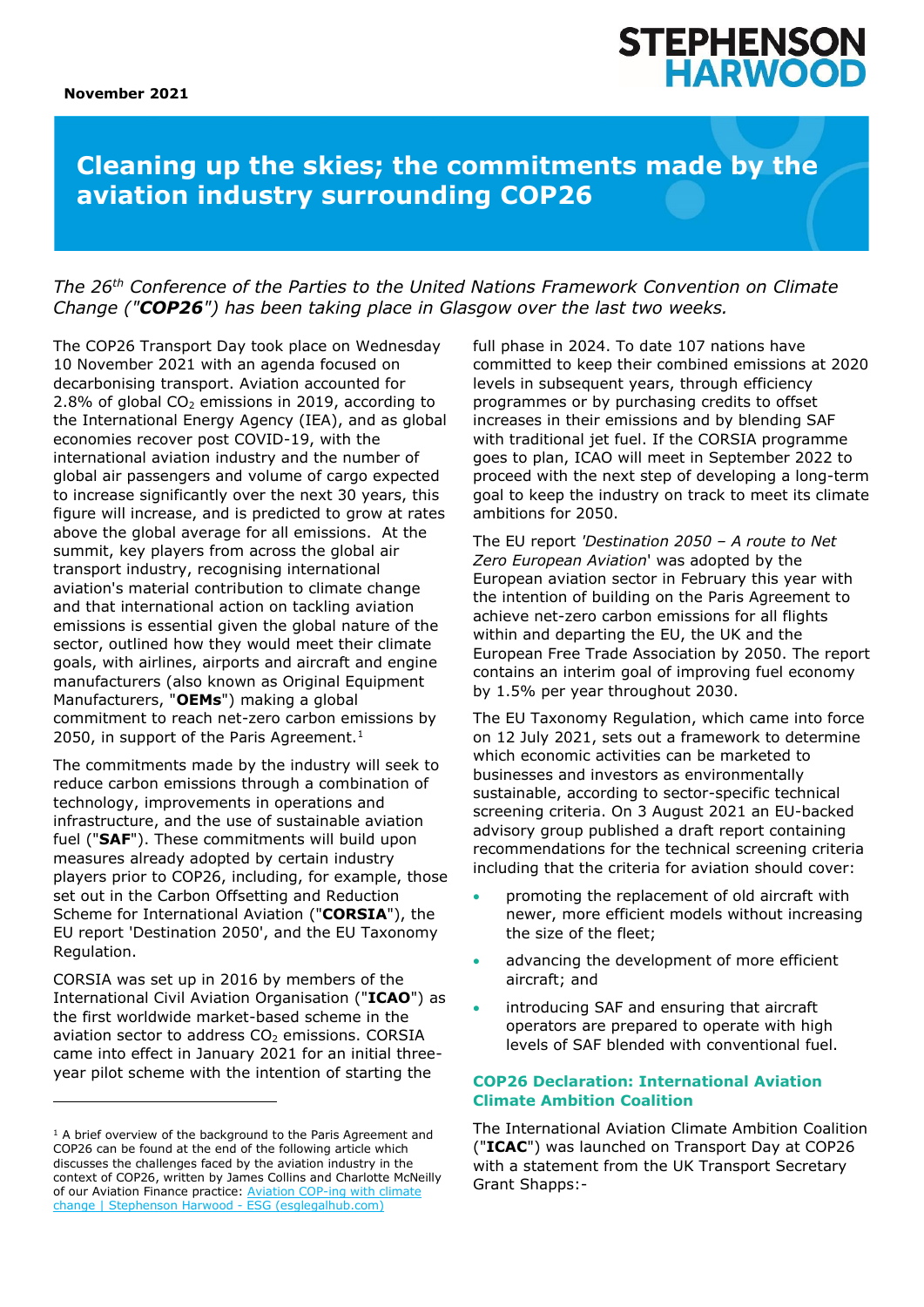November 2021

# Cleaning up the skies; the commitments made by the aviation industry surrounding COP26

*The 26th Conference of the Parties to the United Nations Framework Convention on Climate Change ("**COP26**") has been taking place in Glasgow over the last two weeks.*

The COP26 Transport Day took place on Wednesday 10 November 2021 with an agenda focused on decarbonising transport. Aviation accounted for 2.8% of global $CO_2$ emissions in 2019, according to the International Energy Agency (IEA), and as global economies recover post COVID-19, with the international aviation industry and the number of global air passengers and volume of cargo expected to increase significantly over the next 30 years, this figure will increase, and is predicted to grow at rates above the global average for all emissions. At the summit, key players from across the global air transport industry, recognising international aviation's material contribution to climate change and that international action on tackling aviation emissions is essential given the global nature of the sector, outlined how they would meet their climate goals, with airlines, airports and aircraft and engine manufacturers (also known as Original Equipment Manufacturers, "**OEMs**") making a global commitment to reach net-zero carbon emissions by 2050, in support of the Paris Agreement.[1]

The commitments made by the industry will seek to reduce carbon emissions through a combination of technology, improvements in operations and infrastructure, and the use of sustainable aviation fuel ("**SAF**"). These commitments will build upon measures already adopted by certain industry players prior to COP26, including, for example, those set out in the Carbon Offsetting and Reduction Scheme for International Aviation ("**CORSIA**"), the EU report 'Destination 2050', and the EU Taxonomy Regulation.

CORSIA was set up in 2016 by members of the International Civil Aviation Organisation ("**ICAO**") as the first worldwide market-based scheme in the aviation sector to address $CO_2$ emissions. CORSIA came into effect in January 2021 for an initial three-year pilot scheme with the intention of starting the full phase in 2024. To date 107 nations have committed to keep their combined emissions at 2020 levels in subsequent years, through efficiency programmes or by purchasing credits to offset increases in their emissions and by blending SAF with traditional jet fuel. If the CORSIA programme goes to plan, ICAO will meet in September 2022 to proceed with the next step of developing a long-term goal to keep the industry on track to meet its climate ambitions for 2050.

The EU report *'Destination 2050 – A route to Net Zero European Aviation*' was adopted by the European aviation sector in February this year with the intention of building on the Paris Agreement to achieve net-zero carbon emissions for all flights within and departing the EU, the UK and the European Free Trade Association by 2050. The report contains an interim goal of improving fuel economy by 1.5% per year throughout 2030.

The EU Taxonomy Regulation, which came into force on 12 July 2021, sets out a framework to determine which economic activities can be marketed to businesses and investors as environmentally sustainable, according to sector-specific technical screening criteria. On 3 August 2021 an EU-backed advisory group published a draft report containing recommendations for the technical screening criteria including that the criteria for aviation should cover:

- promoting the replacement of old aircraft with newer, more efficient models without increasing the size of the fleet;
- advancing the development of more efficient aircraft; and
- introducing SAF and ensuring that aircraft operators are prepared to operate with high levels of SAF blended with conventional fuel.

## COP26 Declaration: International Aviation Climate Ambition Coalition

The International Aviation Climate Ambition Coalition ("**ICAC**") was launched on Transport Day at COP26 with a statement from the UK Transport Secretary Grant Shapps:-

---

[1] A brief overview of the background to the Paris Agreement and COP26 can be found at the end of the following article which discusses the challenges faced by the aviation industry in the context of COP26, written by James Collins and Charlotte McNeilly of our Aviation Finance practice: [Aviation COP-ing with climate change | Stephenson Harwood - ESG (esglegalhub.com)]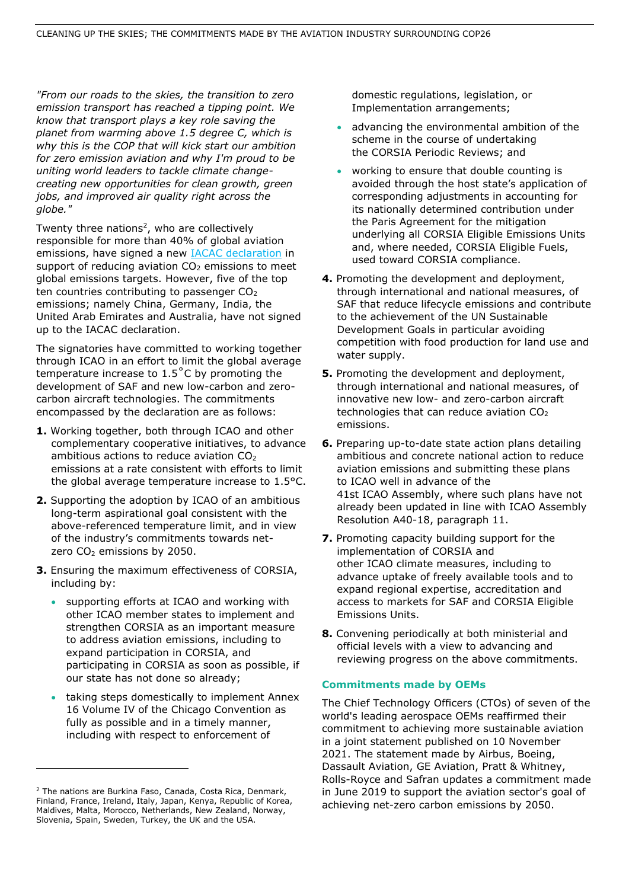*"From our roads to the skies, the transition to zero emission transport has reached a tipping point. We know that transport plays a key role saving the planet from warming above 1.5 degree C, which is why this is the COP that will kick start our ambition for zero emission aviation and why I'm proud to be uniting world leaders to tackle climate change-creating new opportunities for clean growth, green jobs, and improved air quality right across the globe."*

Twenty three nations[2], who are collectively responsible for more than 40% of global aviation emissions, have signed a new [IACAC declaration] in support of reducing aviation $CO_2$ emissions to meet global emissions targets. However, five of the top ten countries contributing to passenger $CO_2$ emissions; namely China, Germany, India, the United Arab Emirates and Australia, have not signed up to the IACAC declaration.

The signatories have committed to working together through ICAO in an effort to limit the global average temperature increase to 1.5˚C by promoting the development of SAF and new low-carbon and zero-carbon aircraft technologies. The commitments encompassed by the declaration are as follows:

1. Working together, both through ICAO and other complementary cooperative initiatives, to advance ambitious actions to reduce aviation $CO_2$ emissions at a rate consistent with efforts to limit the global average temperature increase to 1.5°C.
2. Supporting the adoption by ICAO of an ambitious long-term aspirational goal consistent with the above-referenced temperature limit, and in view of the industry's commitments towards net-zero $CO_2$ emissions by 2050.
3. Ensuring the maximum effectiveness of CORSIA, including by:
   - supporting efforts at ICAO and working with other ICAO member states to implement and strengthen CORSIA as an important measure to address aviation emissions, including to expand participation in CORSIA, and participating in CORSIA as soon as possible, if our state has not done so already;
   - taking steps domestically to implement Annex 16 Volume IV of the Chicago Convention as fully as possible and in a timely manner, including with respect to enforcement of domestic regulations, legislation, or Implementation arrangements;
   - advancing the environmental ambition of the scheme in the course of undertaking the CORSIA Periodic Reviews; and
   - working to ensure that double counting is avoided through the host state's application of corresponding adjustments in accounting for its nationally determined contribution under the Paris Agreement for the mitigation underlying all CORSIA Eligible Emissions Units and, where needed, CORSIA Eligible Fuels, used toward CORSIA compliance.
4. Promoting the development and deployment, through international and national measures, of SAF that reduce lifecycle emissions and contribute to the achievement of the UN Sustainable Development Goals in particular avoiding competition with food production for land use and water supply.
5. Promoting the development and deployment, through international and national measures, of innovative new low- and zero-carbon aircraft technologies that can reduce aviation $CO_2$ emissions.
6. Preparing up-to-date state action plans detailing ambitious and concrete national action to reduce aviation emissions and submitting these plans to ICAO well in advance of the 41st ICAO Assembly, where such plans have not already been updated in line with ICAO Assembly Resolution A40-18, paragraph 11.
7. Promoting capacity building support for the implementation of CORSIA and other ICAO climate measures, including to advance uptake of freely available tools and to expand regional expertise, accreditation and access to markets for SAF and CORSIA Eligible Emissions Units.
8. Convening periodically at both ministerial and official levels with a view to advancing and reviewing progress on the above commitments.

### Commitments made by OEMs

The Chief Technology Officers (CTOs) of seven of the world's leading aerospace OEMs reaffirmed their commitment to achieving more sustainable aviation in a joint statement published on 10 November 2021. The statement made by Airbus, Boeing, Dassault Aviation, GE Aviation, Pratt & Whitney, Rolls-Royce and Safran updates a commitment made in June 2019 to support the aviation sector's goal of achieving net-zero carbon emissions by 2050.

[2] The nations are Burkina Faso, Canada, Costa Rica, Denmark, Finland, France, Ireland, Italy, Japan, Kenya, Republic of Korea, Maldives, Malta, Morocco, Netherlands, New Zealand, Norway, Slovenia, Spain, Sweden, Turkey, the UK and the USA.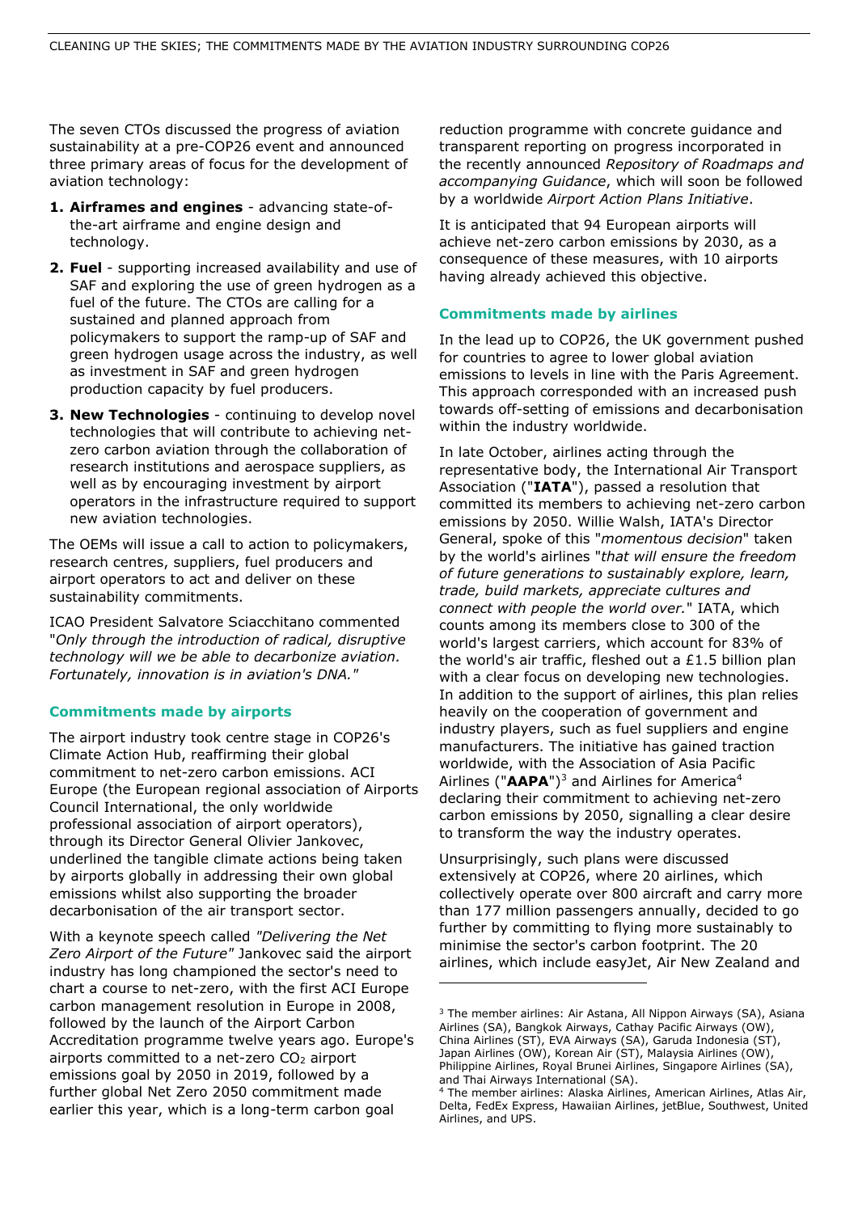The seven CTOs discussed the progress of aviation sustainability at a pre-COP26 event and announced three primary areas of focus for the development of aviation technology:

1. **Airframes and engines** - advancing state-of-the-art airframe and engine design and technology.
2. **Fuel** - supporting increased availability and use of SAF and exploring the use of green hydrogen as a fuel of the future. The CTOs are calling for a sustained and planned approach from policymakers to support the ramp-up of SAF and green hydrogen usage across the industry, as well as investment in SAF and green hydrogen production capacity by fuel producers.
3. **New Technologies** - continuing to develop novel technologies that will contribute to achieving net-zero carbon aviation through the collaboration of research institutions and aerospace suppliers, as well as by encouraging investment by airport operators in the infrastructure required to support new aviation technologies.

The OEMs will issue a call to action to policymakers, research centres, suppliers, fuel producers and airport operators to act and deliver on these sustainability commitments.

ICAO President Salvatore Sciacchitano commented "*Only through the introduction of radical, disruptive technology will we be able to decarbonize aviation. Fortunately, innovation is in aviation's DNA.*"

### Commitments made by airports

The airport industry took centre stage in COP26's Climate Action Hub, reaffirming their global commitment to net-zero carbon emissions. ACI Europe (the European regional association of Airports Council International, the only worldwide professional association of airport operators), through its Director General Olivier Jankovec, underlined the tangible climate actions being taken by airports globally in addressing their own global emissions whilst also supporting the broader decarbonisation of the air transport sector.

With a keynote speech called *"Delivering the Net Zero Airport of the Future"* Jankovec said the airport industry has long championed the sector's need to chart a course to net-zero, with the first ACI Europe carbon management resolution in Europe in 2008, followed by the launch of the Airport Carbon Accreditation programme twelve years ago. Europe's airports committed to a net-zero $CO_2$ airport emissions goal by 2050 in 2019, followed by a further global Net Zero 2050 commitment made earlier this year, which is a long-term carbon goal reduction programme with concrete guidance and transparent reporting on progress incorporated in the recently announced *Repository of Roadmaps and accompanying Guidance*, which will soon be followed by a worldwide *Airport Action Plans Initiative*.

It is anticipated that 94 European airports will achieve net-zero carbon emissions by 2030, as a consequence of these measures, with 10 airports having already achieved this objective.

### Commitments made by airlines

In the lead up to COP26, the UK government pushed for countries to agree to lower global aviation emissions to levels in line with the Paris Agreement. This approach corresponded with an increased push towards off-setting of emissions and decarbonisation within the industry worldwide.

In late October, airlines acting through the representative body, the International Air Transport Association ("**IATA**"), passed a resolution that committed its members to achieving net-zero carbon emissions by 2050. Willie Walsh, IATA's Director General, spoke of this "*momentous decision*" taken by the world's airlines "*that will ensure the freedom of future generations to sustainably explore, learn, trade, build markets, appreciate cultures and connect with people the world over.*" IATA, which counts among its members close to 300 of the world's largest carriers, which account for 83% of the world's air traffic, fleshed out a £1.5 billion plan with a clear focus on developing new technologies. In addition to the support of airlines, this plan relies heavily on the cooperation of government and industry players, such as fuel suppliers and engine manufacturers. The initiative has gained traction worldwide, with the Association of Asia Pacific Airlines ("**AAPA**")[3] and Airlines for America[4] declaring their commitment to achieving net-zero carbon emissions by 2050, signalling a clear desire to transform the way the industry operates.

Unsurprisingly, such plans were discussed extensively at COP26, where 20 airlines, which collectively operate over 800 aircraft and carry more than 177 million passengers annually, decided to go further by committing to flying more sustainably to minimise the sector's carbon footprint. The 20 airlines, which include easyJet, Air New Zealand and

---

[3] The member airlines: Air Astana, All Nippon Airways (SA), Asiana Airlines (SA), Bangkok Airways, Cathay Pacific Airways (OW), China Airlines (ST), EVA Airways (SA), Garuda Indonesia (ST), Japan Airlines (OW), Korean Air (ST), Malaysia Airlines (OW), Philippine Airlines, Royal Brunei Airlines, Singapore Airlines (SA), and Thai Airways International (SA).

[4] The member airlines: Alaska Airlines, American Airlines, Atlas Air, Delta, FedEx Express, Hawaiian Airlines, jetBlue, Southwest, United Airlines, and UPS.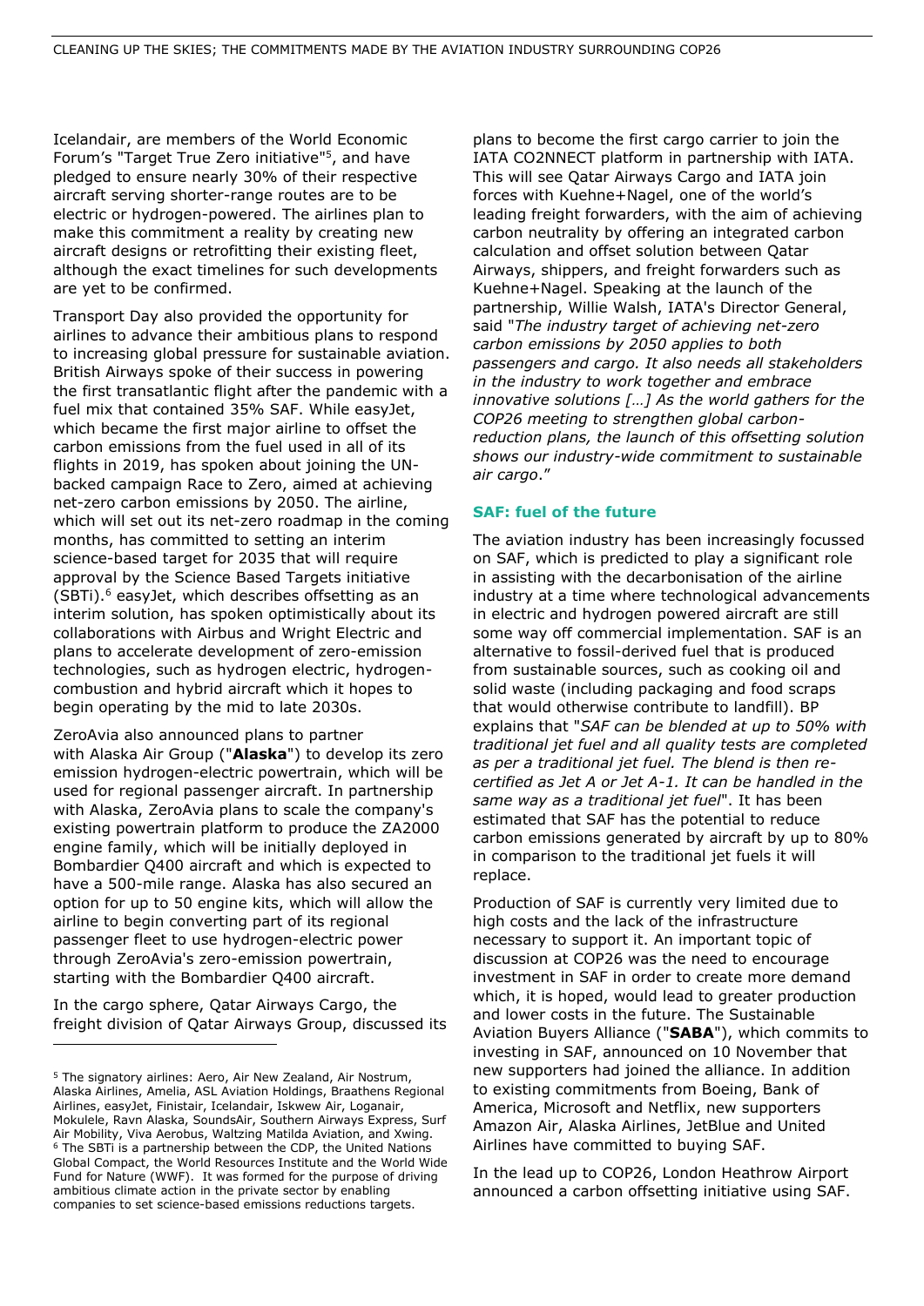Icelandair, are members of the World Economic Forum's "Target True Zero initiative"[5], and have pledged to ensure nearly 30% of their respective aircraft serving shorter-range routes are to be electric or hydrogen-powered. The airlines plan to make this commitment a reality by creating new aircraft designs or retrofitting their existing fleet, although the exact timelines for such developments are yet to be confirmed.

Transport Day also provided the opportunity for airlines to advance their ambitious plans to respond to increasing global pressure for sustainable aviation. British Airways spoke of their success in powering the first transatlantic flight after the pandemic with a fuel mix that contained 35% SAF. While easyJet, which became the first major airline to offset the carbon emissions from the fuel used in all of its flights in 2019, has spoken about joining the UN-backed campaign Race to Zero, aimed at achieving net-zero carbon emissions by 2050. The airline, which will set out its net-zero roadmap in the coming months, has committed to setting an interim science-based target for 2035 that will require approval by the Science Based Targets initiative (SBTi).[6] easyJet, which describes offsetting as an interim solution, has spoken optimistically about its collaborations with Airbus and Wright Electric and plans to accelerate development of zero-emission technologies, such as hydrogen electric, hydrogen-combustion and hybrid aircraft which it hopes to begin operating by the mid to late 2030s.

ZeroAvia also announced plans to partner with Alaska Air Group ("**Alaska**") to develop its zero emission hydrogen-electric powertrain, which will be used for regional passenger aircraft. In partnership with Alaska, ZeroAvia plans to scale the company's existing powertrain platform to produce the ZA2000 engine family, which will be initially deployed in Bombardier Q400 aircraft and which is expected to have a 500-mile range. Alaska has also secured an option for up to 50 engine kits, which will allow the airline to begin converting part of its regional passenger fleet to use hydrogen-electric power through ZeroAvia's zero-emission powertrain, starting with the Bombardier Q400 aircraft.

In the cargo sphere, Qatar Airways Cargo, the freight division of Qatar Airways Group, discussed its plans to become the first cargo carrier to join the IATA CO2NNECT platform in partnership with IATA. This will see Qatar Airways Cargo and IATA join forces with Kuehne+Nagel, one of the world's leading freight forwarders, with the aim of achieving carbon neutrality by offering an integrated carbon calculation and offset solution between Qatar Airways, shippers, and freight forwarders such as Kuehne+Nagel. Speaking at the launch of the partnership, Willie Walsh, IATA's Director General, said "*The industry target of achieving net-zero carbon emissions by 2050 applies to both passengers and cargo. It also needs all stakeholders in the industry to work together and embrace innovative solutions […] As the world gathers for the COP26 meeting to strengthen global carbon-reduction plans, the launch of this offsetting solution shows our industry-wide commitment to sustainable air cargo*."

## SAF: fuel of the future

The aviation industry has been increasingly focussed on SAF, which is predicted to play a significant role in assisting with the decarbonisation of the airline industry at a time where technological advancements in electric and hydrogen powered aircraft are still some way off commercial implementation. SAF is an alternative to fossil-derived fuel that is produced from sustainable sources, such as cooking oil and solid waste (including packaging and food scraps that would otherwise contribute to landfill). BP explains that "*SAF can be blended at up to 50% with traditional jet fuel and all quality tests are completed as per a traditional jet fuel. The blend is then re-certified as Jet A or Jet A-1. It can be handled in the same way as a traditional jet fuel*". It has been estimated that SAF has the potential to reduce carbon emissions generated by aircraft by up to 80% in comparison to the traditional jet fuels it will replace.

Production of SAF is currently very limited due to high costs and the lack of the infrastructure necessary to support it. An important topic of discussion at COP26 was the need to encourage investment in SAF in order to create more demand which, it is hoped, would lead to greater production and lower costs in the future. The Sustainable Aviation Buyers Alliance ("**SABA**"), which commits to investing in SAF, announced on 10 November that new supporters had joined the alliance. In addition to existing commitments from Boeing, Bank of America, Microsoft and Netflix, new supporters Amazon Air, Alaska Airlines, JetBlue and United Airlines have committed to buying SAF.

In the lead up to COP26, London Heathrow Airport announced a carbon offsetting initiative using SAF.

---

[5] The signatory airlines: Aero, Air New Zealand, Air Nostrum, Alaska Airlines, Amelia, ASL Aviation Holdings, Braathens Regional Airlines, easyJet, Finistair, Icelandair, Iskwew Air, Loganair, Mokulele, Ravn Alaska, SoundsAir, Southern Airways Express, Surf Air Mobility, Viva Aerobus, Waltzing Matilda Aviation, and Xwing.

[6] The SBTi is a partnership between the CDP, the United Nations Global Compact, the World Resources Institute and the World Wide Fund for Nature (WWF). It was formed for the purpose of driving ambitious climate action in the private sector by enabling companies to set science-based emissions reductions targets.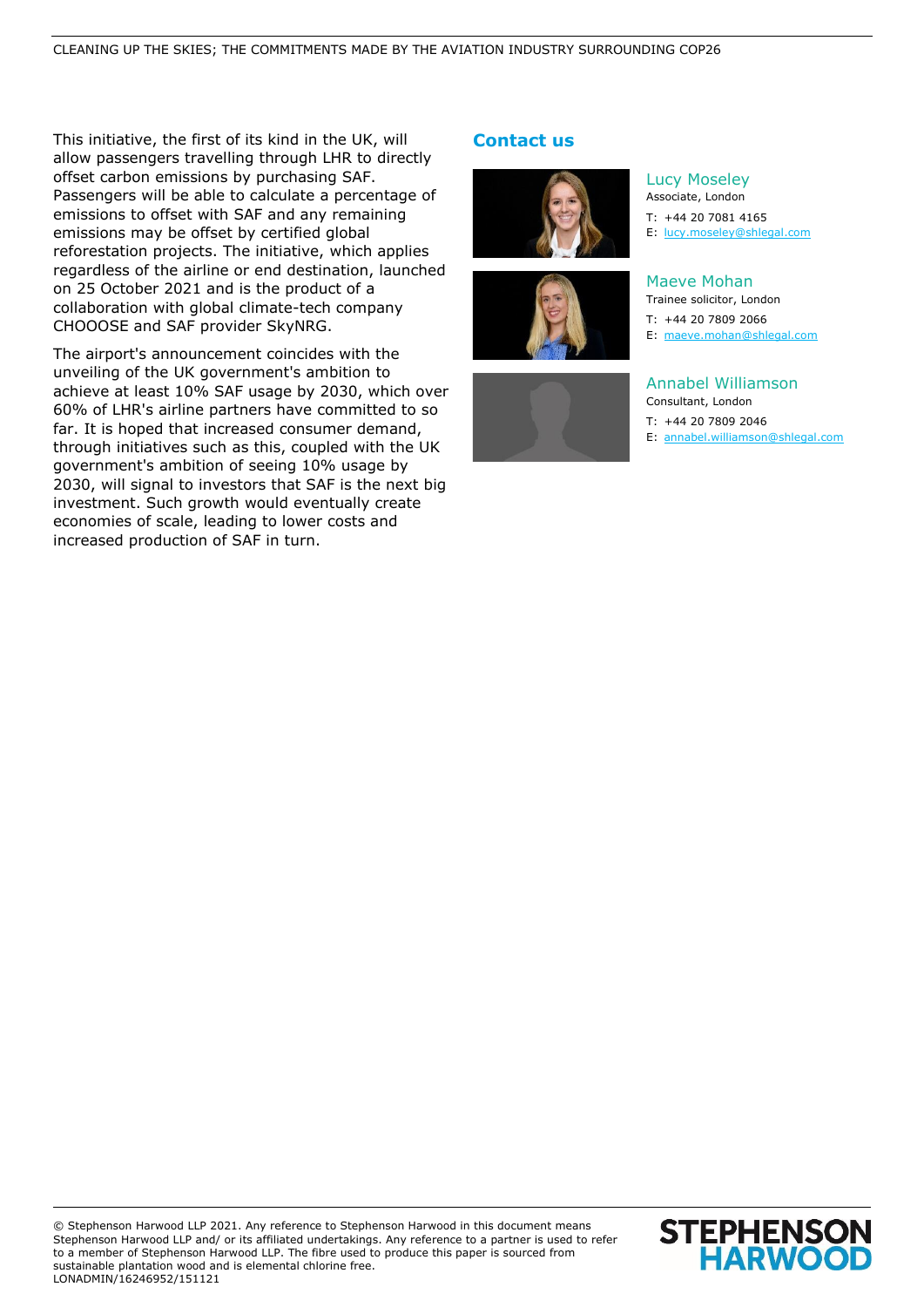This initiative, the first of its kind in the UK, will allow passengers travelling through LHR to directly offset carbon emissions by purchasing SAF. Passengers will be able to calculate a percentage of emissions to offset with SAF and any remaining emissions may be offset by certified global reforestation projects. The initiative, which applies regardless of the airline or end destination, launched on 25 October 2021 and is the product of a collaboration with global climate-tech company CHOOOSE and SAF provider SkyNRG.

The airport's announcement coincides with the unveiling of the UK government's ambition to achieve at least 10% SAF usage by 2030, which over 60% of LHR's airline partners have committed to so far. It is hoped that increased consumer demand, through initiatives such as this, coupled with the UK government's ambition of seeing 10% usage by 2030, will signal to investors that SAF is the next big investment. Such growth would eventually create economies of scale, leading to lower costs and increased production of SAF in turn.

## Contact us

**Lucy Moseley**
Associate, London
T: +44 20 7081 4165
E: lucy.moseley@shlegal.com

**Maeve Mohan**
Trainee solicitor, London
T: +44 20 7809 2066
E: maeve.mohan@shlegal.com

**Annabel Williamson**
Consultant, London
T: +44 20 7809 2046
E: annabel.williamson@shlegal.com

© Stephenson Harwood LLP 2021. Any reference to Stephenson Harwood in this document means Stephenson Harwood LLP and/ or its affiliated undertakings. Any reference to a partner is used to refer to a member of Stephenson Harwood LLP. The fibre used to produce this paper is sourced from sustainable plantation wood and is elemental chlorine free.
LONADMIN/16246952/151121

STEPHENSON HARWOOD